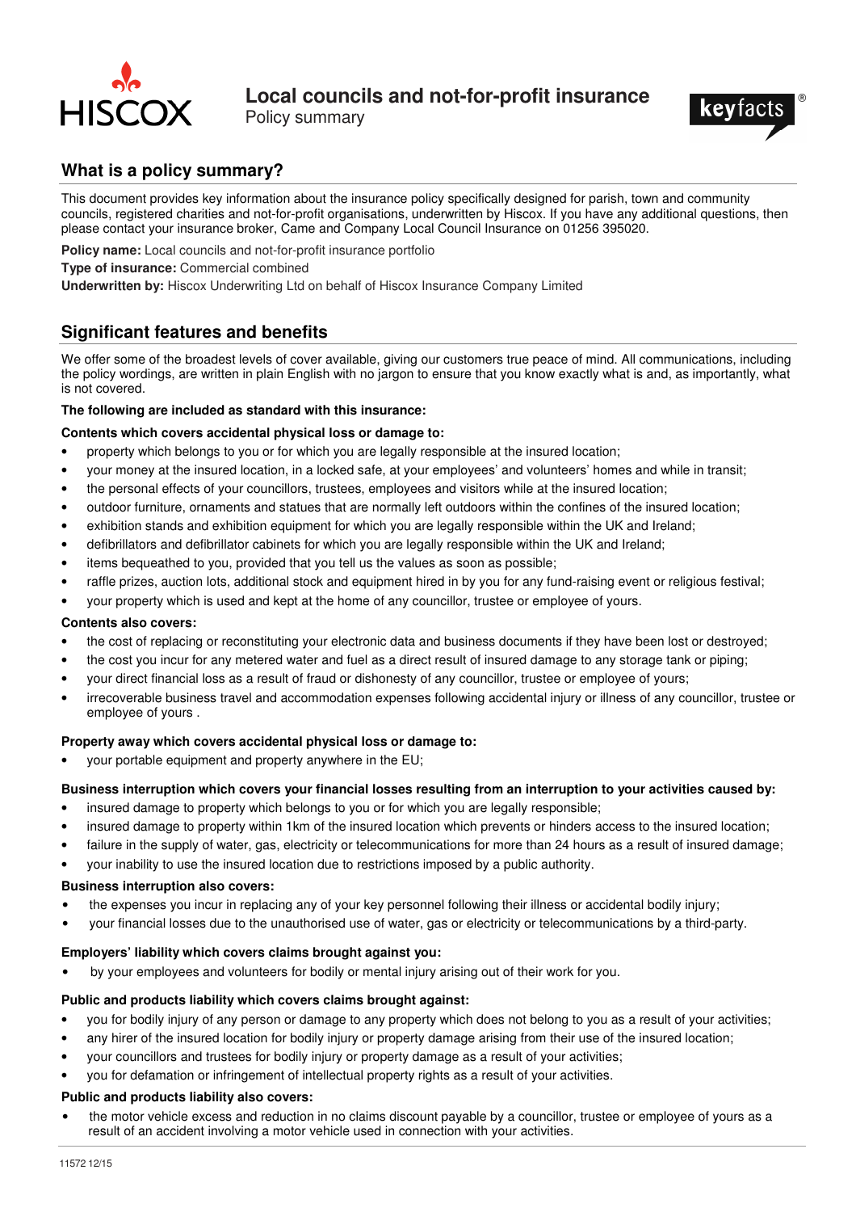# Local councils and not-for-profit insurance

Policy summary

## What is a policy summary?

This document provides key information about the insurance policy specifically designed for parish, town and community councils, registered charities and not-for-profit organisations, underwritten by Hiscox. If you have any additional questions, then please contact your insurance broker, Came and Company Local Council Insurance on 01256 395020.

**Policy name:** Local councils and not-for-profit insurance portfolio

**Type of insurance:** Commercial combined

**Underwritten by:** Hiscox Underwriting Ltd on behalf of Hiscox Insurance Company Limited

## Significant features and benefits

We offer some of the broadest levels of cover available, giving our customers true peace of mind. All communications, including the policy wordings, are written in plain English with no jargon to ensure that you know exactly what is and, as importantly, what is not covered.

**The following are included as standard with this insurance:**

**Contents which covers accidental physical loss or damage to:**

- property which belongs to you or for which you are legally responsible at the insured location;
- your money at the insured location, in a locked safe, at your employees' and volunteers' homes and while in transit;
- the personal effects of your councillors, trustees, employees and visitors while at the insured location;
- outdoor furniture, ornaments and statues that are normally left outdoors within the confines of the insured location;
- exhibition stands and exhibition equipment for which you are legally responsible within the UK and Ireland;
- defibrillators and defibrillator cabinets for which you are legally responsible within the UK and Ireland;
- items bequeathed to you, provided that you tell us the values as soon as possible;
- raffle prizes, auction lots, additional stock and equipment hired in by you for any fund-raising event or religious festival;
- your property which is used and kept at the home of any councillor, trustee or employee of yours.

**Contents also covers:**

- the cost of replacing or reconstituting your electronic data and business documents if they have been lost or destroyed;
- the cost you incur for any metered water and fuel as a direct result of insured damage to any storage tank or piping;
- your direct financial loss as a result of fraud or dishonesty of any councillor, trustee or employee of yours;
- irrecoverable business travel and accommodation expenses following accidental injury or illness of any councillor, trustee or employee of yours .

**Property away which covers accidental physical loss or damage to:**

- your portable equipment and property anywhere in the EU;

**Business interruption which covers your financial losses resulting from an interruption to your activities caused by:**

- insured damage to property which belongs to you or for which you are legally responsible;
- insured damage to property within 1km of the insured location which prevents or hinders access to the insured location;
- failure in the supply of water, gas, electricity or telecommunications for more than 24 hours as a result of insured damage;
- your inability to use the insured location due to restrictions imposed by a public authority.

**Business interruption also covers:**

- the expenses you incur in replacing any of your key personnel following their illness or accidental bodily injury;
- your financial losses due to the unauthorised use of water, gas or electricity or telecommunications by a third-party.

**Employers' liability which covers claims brought against you:**

- by your employees and volunteers for bodily or mental injury arising out of their work for you.

**Public and products liability which covers claims brought against:**

- you for bodily injury of any person or damage to any property which does not belong to you as a result of your activities;
- any hirer of the insured location for bodily injury or property damage arising from their use of the insured location;
- your councillors and trustees for bodily injury or property damage as a result of your activities;
- you for defamation or infringement of intellectual property rights as a result of your activities.

**Public and products liability also covers:**

- the motor vehicle excess and reduction in no claims discount payable by a councillor, trustee or employee of yours as a result of an accident involving a motor vehicle used in connection with your activities.

11572 12/15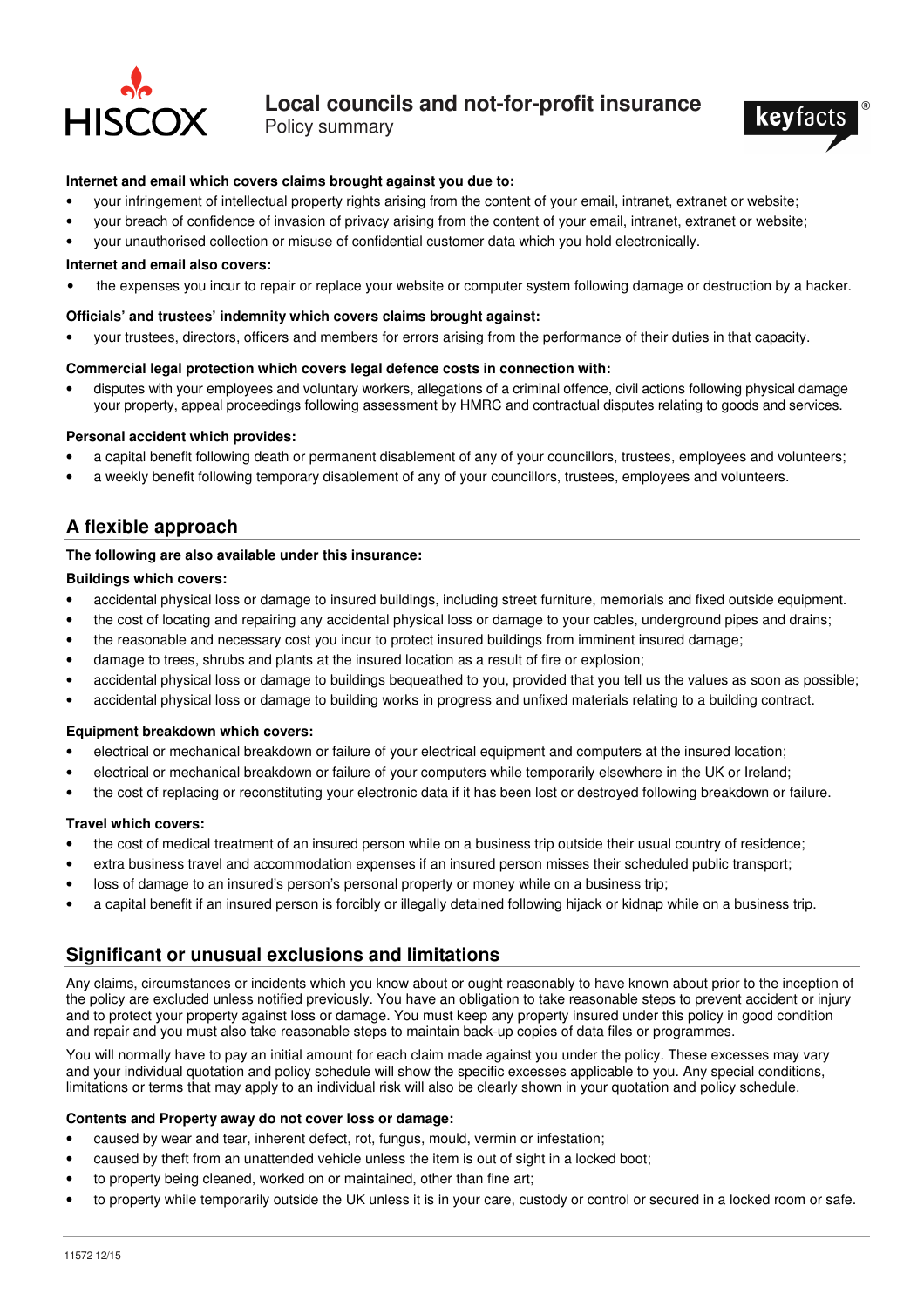**Internet and email which covers claims brought against you due to:**

- your infringement of intellectual property rights arising from the content of your email, intranet, extranet or website;
- your breach of confidence of invasion of privacy arising from the content of your email, intranet, extranet or website;
- your unauthorised collection or misuse of confidential customer data which you hold electronically.

**Internet and email also covers:**

- the expenses you incur to repair or replace your website or computer system following damage or destruction by a hacker.

**Officials' and trustees' indemnity which covers claims brought against:**

- your trustees, directors, officers and members for errors arising from the performance of their duties in that capacity.

**Commercial legal protection which covers legal defence costs in connection with:**

- disputes with your employees and voluntary workers, allegations of a criminal offence, civil actions following physical damage your property, appeal proceedings following assessment by HMRC and contractual disputes relating to goods and services.

**Personal accident which provides:**

- a capital benefit following death or permanent disablement of any of your councillors, trustees, employees and volunteers;
- a weekly benefit following temporary disablement of any of your councillors, trustees, employees and volunteers.

## A flexible approach

**The following are also available under this insurance:**

**Buildings which covers:**

- accidental physical loss or damage to insured buildings, including street furniture, memorials and fixed outside equipment.
- the cost of locating and repairing any accidental physical loss or damage to your cables, underground pipes and drains;
- the reasonable and necessary cost you incur to protect insured buildings from imminent insured damage;
- damage to trees, shrubs and plants at the insured location as a result of fire or explosion;
- accidental physical loss or damage to buildings bequeathed to you, provided that you tell us the values as soon as possible;
- accidental physical loss or damage to building works in progress and unfixed materials relating to a building contract.

**Equipment breakdown which covers:**

- electrical or mechanical breakdown or failure of your electrical equipment and computers at the insured location;
- electrical or mechanical breakdown or failure of your computers while temporarily elsewhere in the UK or Ireland;
- the cost of replacing or reconstituting your electronic data if it has been lost or destroyed following breakdown or failure.

**Travel which covers:**

- the cost of medical treatment of an insured person while on a business trip outside their usual country of residence;
- extra business travel and accommodation expenses if an insured person misses their scheduled public transport;
- loss of damage to an insured's person's personal property or money while on a business trip;
- a capital benefit if an insured person is forcibly or illegally detained following hijack or kidnap while on a business trip.

## Significant or unusual exclusions and limitations

Any claims, circumstances or incidents which you know about or ought reasonably to have known about prior to the inception of the policy are excluded unless notified previously. You have an obligation to take reasonable steps to prevent accident or injury and to protect your property against loss or damage. You must keep any property insured under this policy in good condition and repair and you must also take reasonable steps to maintain back-up copies of data files or programmes.

You will normally have to pay an initial amount for each claim made against you under the policy. These excesses may vary and your individual quotation and policy schedule will show the specific excesses applicable to you. Any special conditions, limitations or terms that may apply to an individual risk will also be clearly shown in your quotation and policy schedule.

**Contents and Property away do not cover loss or damage:**

- caused by wear and tear, inherent defect, rot, fungus, mould, vermin or infestation;
- caused by theft from an unattended vehicle unless the item is out of sight in a locked boot;
- to property being cleaned, worked on or maintained, other than fine art;
- to property while temporarily outside the UK unless it is in your care, custody or control or secured in a locked room or safe.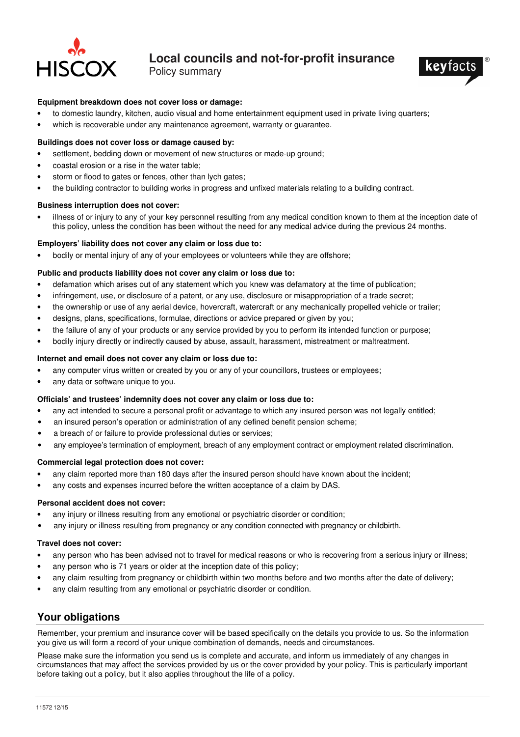# Local councils and not-for-profit insurance
Policy summary

**Equipment breakdown does not cover loss or damage:**

- to domestic laundry, kitchen, audio visual and home entertainment equipment used in private living quarters;
- which is recoverable under any maintenance agreement, warranty or guarantee.

**Buildings does not cover loss or damage caused by:**

- settlement, bedding down or movement of new structures or made-up ground;
- coastal erosion or a rise in the water table;
- storm or flood to gates or fences, other than lych gates;
- the building contractor to building works in progress and unfixed materials relating to a building contract.

**Business interruption does not cover:**

- illness of or injury to any of your key personnel resulting from any medical condition known to them at the inception date of this policy, unless the condition has been without the need for any medical advice during the previous 24 months.

**Employers' liability does not cover any claim or loss due to:**

- bodily or mental injury of any of your employees or volunteers while they are offshore;

**Public and products liability does not cover any claim or loss due to:**

- defamation which arises out of any statement which you knew was defamatory at the time of publication;
- infringement, use, or disclosure of a patent, or any use, disclosure or misappropriation of a trade secret;
- the ownership or use of any aerial device, hovercraft, watercraft or any mechanically propelled vehicle or trailer;
- designs, plans, specifications, formulae, directions or advice prepared or given by you;
- the failure of any of your products or any service provided by you to perform its intended function or purpose;
- bodily injury directly or indirectly caused by abuse, assault, harassment, mistreatment or maltreatment.

**Internet and email does not cover any claim or loss due to:**

- any computer virus written or created by you or any of your councillors, trustees or employees;
- any data or software unique to you.

**Officials' and trustees' indemnity does not cover any claim or loss due to:**

- any act intended to secure a personal profit or advantage to which any insured person was not legally entitled;
- an insured person's operation or administration of any defined benefit pension scheme;
- a breach of or failure to provide professional duties or services;
- any employee's termination of employment, breach of any employment contract or employment related discrimination.

**Commercial legal protection does not cover:**

- any claim reported more than 180 days after the insured person should have known about the incident;
- any costs and expenses incurred before the written acceptance of a claim by DAS.

**Personal accident does not cover:**

- any injury or illness resulting from any emotional or psychiatric disorder or condition;
- any injury or illness resulting from pregnancy or any condition connected with pregnancy or childbirth.

**Travel does not cover:**

- any person who has been advised not to travel for medical reasons or who is recovering from a serious injury or illness;
- any person who is 71 years or older at the inception date of this policy;
- any claim resulting from pregnancy or childbirth within two months before and two months after the date of delivery;
- any claim resulting from any emotional or psychiatric disorder or condition.

## Your obligations

Remember, your premium and insurance cover will be based specifically on the details you provide to us. So the information you give us will form a record of your unique combination of demands, needs and circumstances.

Please make sure the information you send us is complete and accurate, and inform us immediately of any changes in circumstances that may affect the services provided by us or the cover provided by your policy. This is particularly important before taking out a policy, but it also applies throughout the life of a policy.

11572 12/15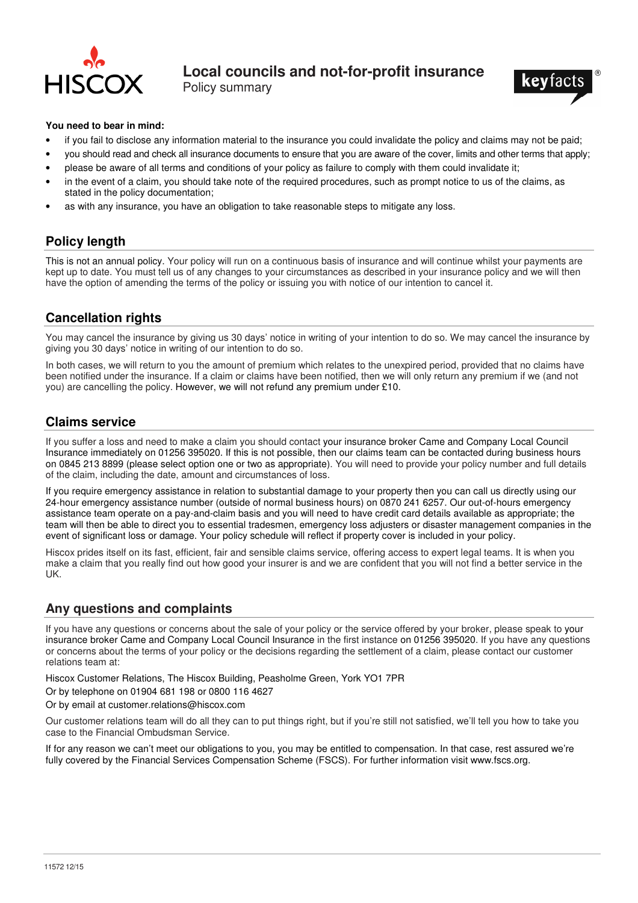# Local councils and not-for-profit insurance

Policy summary

**You need to bear in mind:**

- if you fail to disclose any information material to the insurance you could invalidate the policy and claims may not be paid;
- you should read and check all insurance documents to ensure that you are aware of the cover, limits and other terms that apply;
- please be aware of all terms and conditions of your policy as failure to comply with them could invalidate it;
- in the event of a claim, you should take note of the required procedures, such as prompt notice to us of the claims, as stated in the policy documentation;
- as with any insurance, you have an obligation to take reasonable steps to mitigate any loss.

## Policy length

This is not an annual policy. Your policy will run on a continuous basis of insurance and will continue whilst your payments are kept up to date. You must tell us of any changes to your circumstances as described in your insurance policy and we will then have the option of amending the terms of the policy or issuing you with notice of our intention to cancel it.

## Cancellation rights

You may cancel the insurance by giving us 30 days' notice in writing of your intention to do so. We may cancel the insurance by giving you 30 days' notice in writing of our intention to do so.

In both cases, we will return to you the amount of premium which relates to the unexpired period, provided that no claims have been notified under the insurance. If a claim or claims have been notified, then we will only return any premium if we (and not you) are cancelling the policy. However, we will not refund any premium under £10.

## Claims service

If you suffer a loss and need to make a claim you should contact your insurance broker Came and Company Local Council Insurance immediately on 01256 395020. If this is not possible, then our claims team can be contacted during business hours on 0845 213 8899 (please select option one or two as appropriate). You will need to provide your policy number and full details of the claim, including the date, amount and circumstances of loss.

If you require emergency assistance in relation to substantial damage to your property then you can call us directly using our 24-hour emergency assistance number (outside of normal business hours) on 0870 241 6257. Our out-of-hours emergency assistance team operate on a pay-and-claim basis and you will need to have credit card details available as appropriate; the team will then be able to direct you to essential tradesmen, emergency loss adjusters or disaster management companies in the event of significant loss or damage. Your policy schedule will reflect if property cover is included in your policy.

Hiscox prides itself on its fast, efficient, fair and sensible claims service, offering access to expert legal teams. It is when you make a claim that you really find out how good your insurer is and we are confident that you will not find a better service in the UK.

## Any questions and complaints

If you have any questions or concerns about the sale of your policy or the service offered by your broker, please speak to your insurance broker Came and Company Local Council Insurance in the first instance on 01256 395020. If you have any questions or concerns about the terms of your policy or the decisions regarding the settlement of a claim, please contact our customer relations team at:

Hiscox Customer Relations, The Hiscox Building, Peasholme Green, York YO1 7PR

Or by telephone on 01904 681 198 or 0800 116 4627

Or by email at customer.relations@hiscox.com

Our customer relations team will do all they can to put things right, but if you're still not satisfied, we'll tell you how to take you case to the Financial Ombudsman Service.

If for any reason we can't meet our obligations to you, you may be entitled to compensation. In that case, rest assured we're fully covered by the Financial Services Compensation Scheme (FSCS). For further information visit www.fscs.org.

11572 12/15